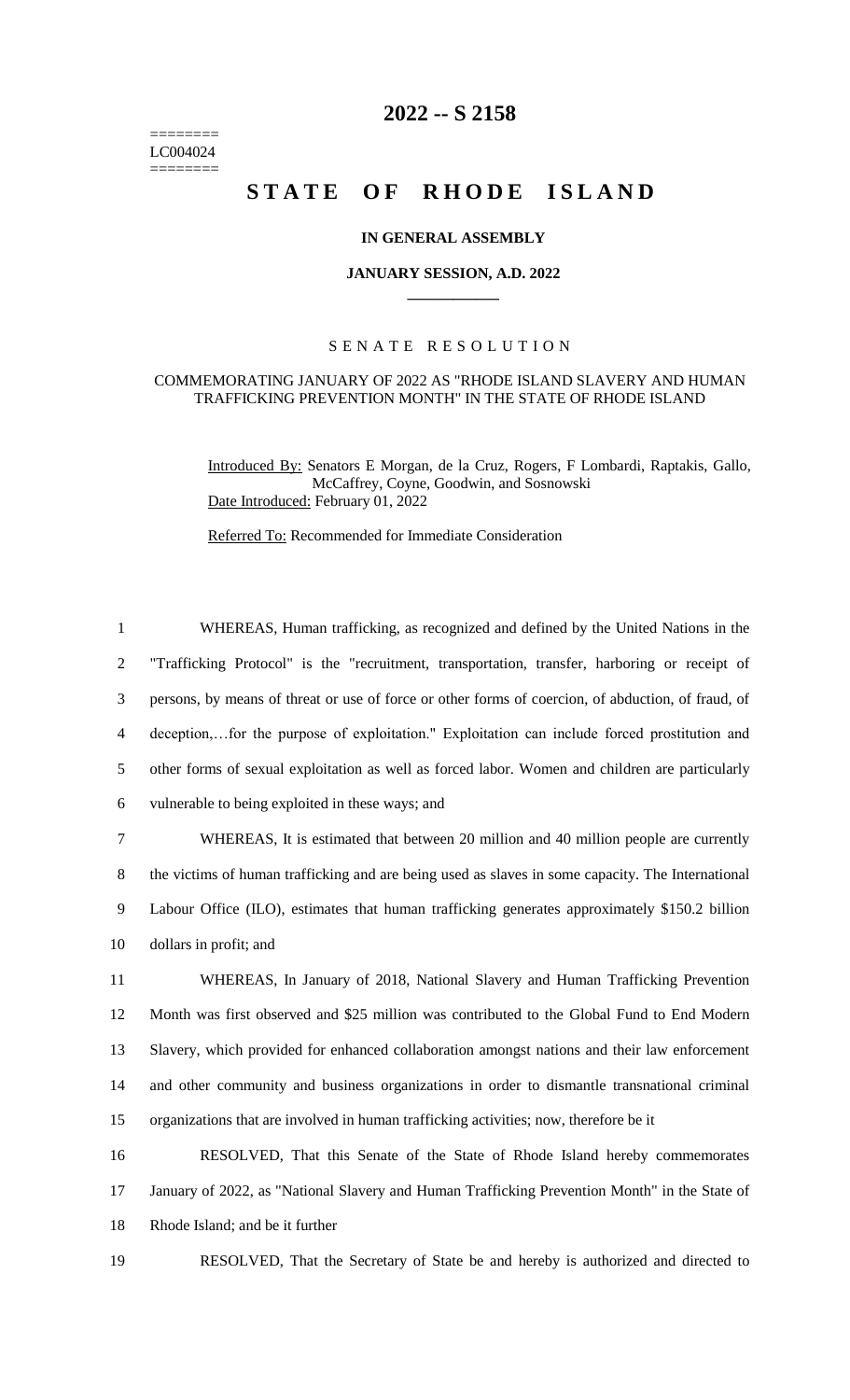======== LC004024 ========

# 2022 -- S 2158

# STATE OF RHODE ISLAND

**IN GENERAL ASSEMBLY**

**JANUARY SESSION, A.D. 2022**

SENATE RESOLUTION

COMMEMORATING JANUARY OF 2022 AS "RHODE ISLAND SLAVERY AND HUMAN TRAFFICKING PREVENTION MONTH" IN THE STATE OF RHODE ISLAND

Introduced By: Senators E Morgan, de la Cruz, Rogers, F Lombardi, Raptakis, Gallo, McCaffrey, Coyne, Goodwin, and Sosnowski

Date Introduced: February 01, 2022

Referred To: Recommended for Immediate Consideration

1 WHEREAS, Human trafficking, as recognized and defined by the United Nations in the
2 "Trafficking Protocol" is the "recruitment, transportation, transfer, harboring or receipt of
3 persons, by means of threat or use of force or other forms of coercion, of abduction, of fraud, of
4 deception,…for the purpose of exploitation." Exploitation can include forced prostitution and
5 other forms of sexual exploitation as well as forced labor. Women and children are particularly
6 vulnerable to being exploited in these ways; and

7 WHEREAS, It is estimated that between 20 million and 40 million people are currently
8 the victims of human trafficking and are being used as slaves in some capacity. The International
9 Labour Office (ILO), estimates that human trafficking generates approximately $150.2 billion
10 dollars in profit; and

11 WHEREAS, In January of 2018, National Slavery and Human Trafficking Prevention
12 Month was first observed and $25 million was contributed to the Global Fund to End Modern
13 Slavery, which provided for enhanced collaboration amongst nations and their law enforcement
14 and other community and business organizations in order to dismantle transnational criminal
15 organizations that are involved in human trafficking activities; now, therefore be it

16 RESOLVED, That this Senate of the State of Rhode Island hereby commemorates
17 January of 2022, as "National Slavery and Human Trafficking Prevention Month" in the State of
18 Rhode Island; and be it further

19 RESOLVED, That the Secretary of State be and hereby is authorized and directed to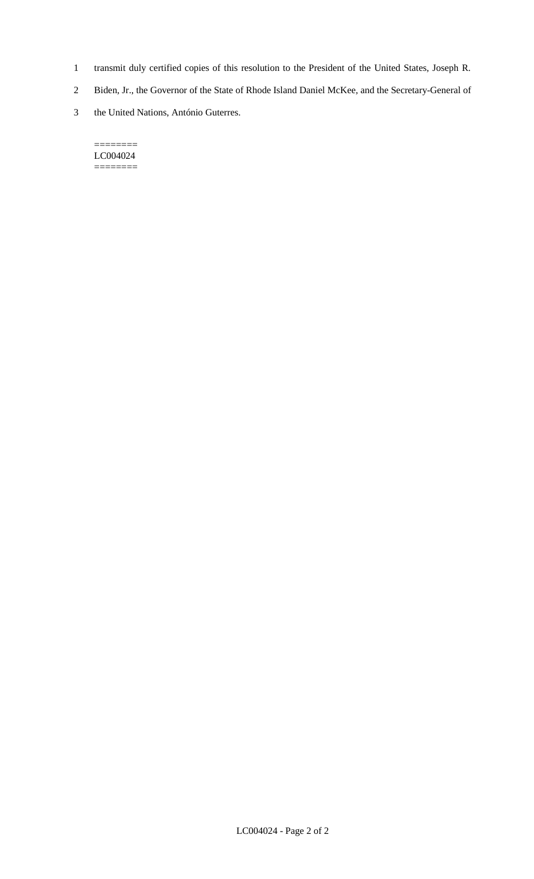transmit duly certified copies of this resolution to the President of the United States, Joseph R. Biden, Jr., the Governor of the State of Rhode Island Daniel McKee, and the Secretary-General of the United Nations, António Guterres.

========
LC004024
========